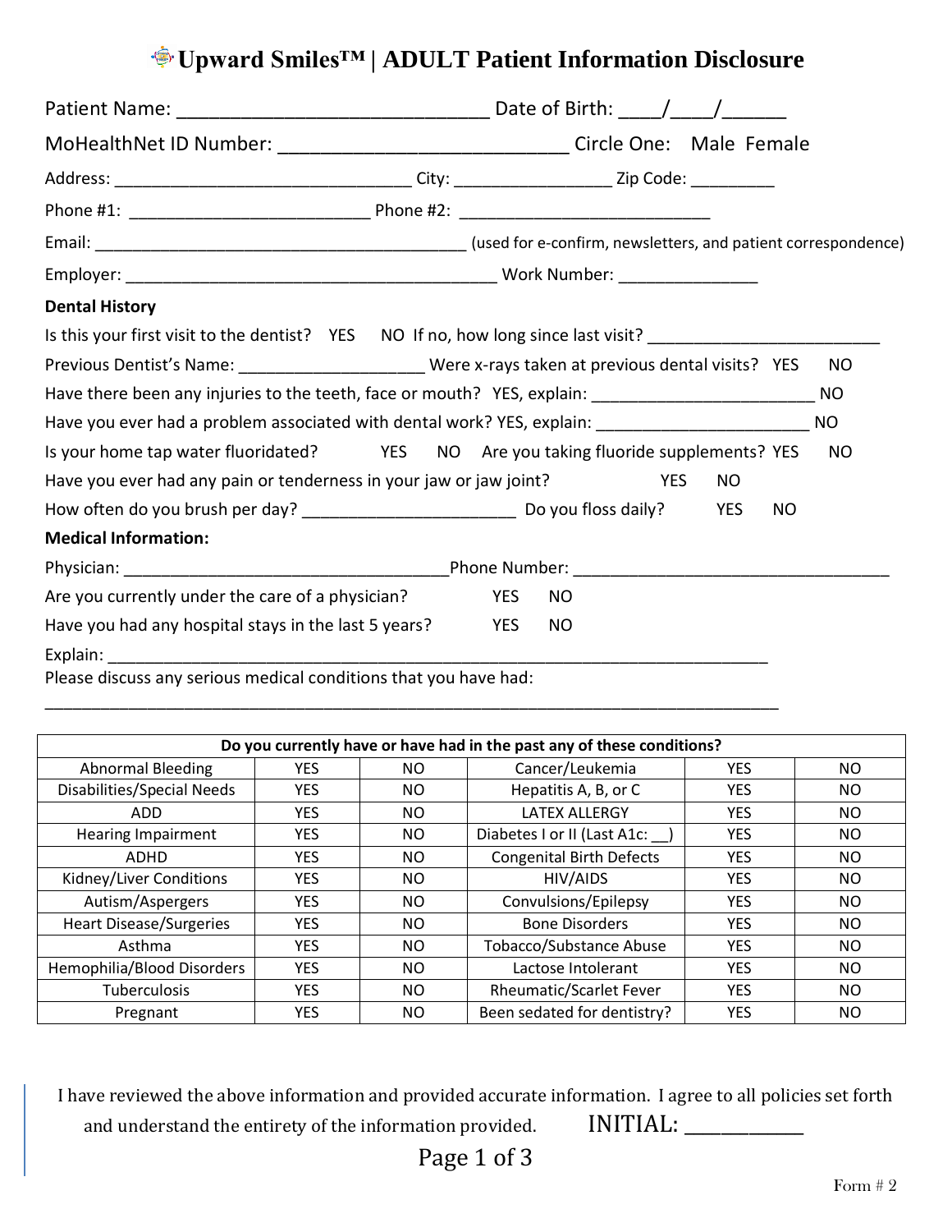# Upward Smiles™ | ADULT Patient Information Disclosure

Patient Name: ______________________________ Date of Birth: ____/____/______

MoHealthNet ID Number: ____________________________ Circle One: Male Female

Address: _________________________________ City: _________________ Zip Code: _________

Phone #1: __________________________ Phone #2: ___________________________

Email: ________________________________________ (used for e-confirm, newsletters, and patient correspondence)

Employer: ________________________________________ Work Number: _______________

**Dental History**

Is this your first visit to the dentist? YES NO If no, how long since last visit? _________________________

Previous Dentist's Name: ____________________ Were x-rays taken at previous dental visits? YES NO

Have there been any injuries to the teeth, face or mouth? YES, explain: ________________________ NO

Have you ever had a problem associated with dental work? YES, explain: _______________________ NO

Is your home tap water fluoridated? YES NO Are you taking fluoride supplements? YES NO

Have you ever had any pain or tenderness in your jaw or jaw joint? YES NO

How often do you brush per day? _______________________ Do you floss daily? YES NO

**Medical Information:**

Physician: ___________________________________Phone Number: __________________________________

Are you currently under the care of a physician? YES NO

Have you had any hospital stays in the last 5 years? YES NO

Explain: ___________________________________________________________________________

Please discuss any serious medical conditions that you have had:

___________________________________________________________________________________

| Do you currently have or have had in the past any of these conditions? | | | | | |
|---|---|---|---|---|---|
| Abnormal Bleeding | YES | NO | Cancer/Leukemia | YES | NO |
| Disabilities/Special Needs | YES | NO | Hepatitis A, B, or C | YES | NO |
| ADD | YES | NO | LATEX ALLERGY | YES | NO |
| Hearing Impairment | YES | NO | Diabetes I or II (Last A1c: __) | YES | NO |
| ADHD | YES | NO | Congenital Birth Defects | YES | NO |
| Kidney/Liver Conditions | YES | NO | HIV/AIDS | YES | NO |
| Autism/Aspergers | YES | NO | Convulsions/Epilepsy | YES | NO |
| Heart Disease/Surgeries | YES | NO | Bone Disorders | YES | NO |
| Asthma | YES | NO | Tobacco/Substance Abuse | YES | NO |
| Hemophilia/Blood Disorders | YES | NO | Lactose Intolerant | YES | NO |
| Tuberculosis | YES | NO | Rheumatic/Scarlet Fever | YES | NO |
| Pregnant | YES | NO | Been sedated for dentistry? | YES | NO |

I have reviewed the above information and provided accurate information. I agree to all policies set forth and understand the entirety of the information provided. INITIAL: ___________

Form # 2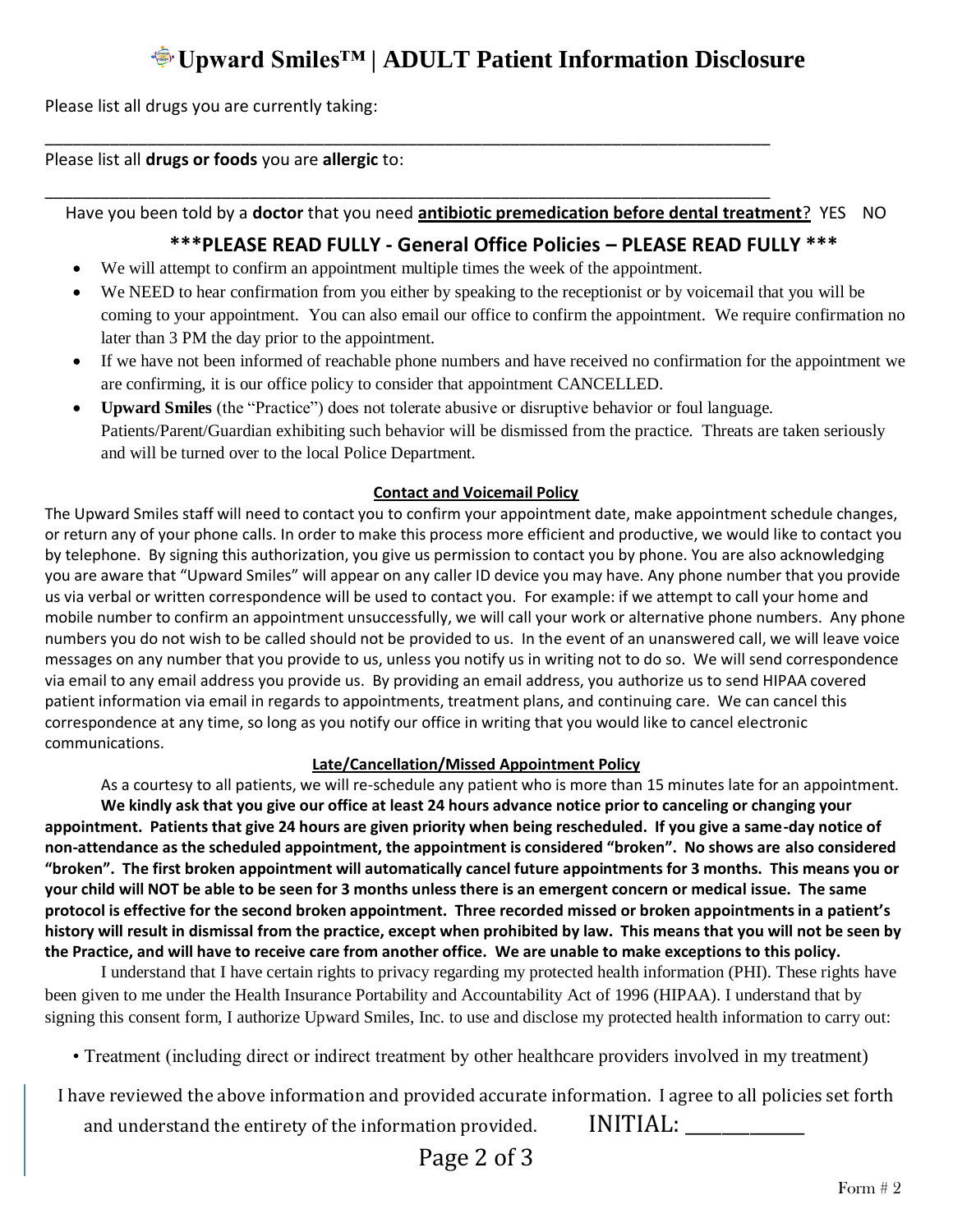# Upward Smiles™ | ADULT Patient Information Disclosure

Please list all drugs you are currently taking:

\_\_\_\_\_\_\_\_\_\_\_\_\_\_\_\_\_\_\_\_\_\_\_\_\_\_\_\_\_\_\_\_\_\_\_\_\_\_\_\_\_\_\_\_\_\_\_\_\_\_\_\_\_\_\_\_\_\_\_\_\_\_\_\_\_\_\_\_\_\_\_\_\_\_\_\_\_\_\_\_\_\_

Please list all **drugs or foods** you are **allergic** to:

\_\_\_\_\_\_\_\_\_\_\_\_\_\_\_\_\_\_\_\_\_\_\_\_\_\_\_\_\_\_\_\_\_\_\_\_\_\_\_\_\_\_\_\_\_\_\_\_\_\_\_\_\_\_\_\_\_\_\_\_\_\_\_\_\_\_\_\_\_\_\_\_\_\_\_\_\_\_\_\_\_\_

Have you been told by a **doctor** that you need **antibiotic premedication before dental treatment**? YES NO

## \*\*\*PLEASE READ FULLY - General Office Policies – PLEASE READ FULLY \*\*\*

- We will attempt to confirm an appointment multiple times the week of the appointment.
- We NEED to hear confirmation from you either by speaking to the receptionist or by voicemail that you will be coming to your appointment. You can also email our office to confirm the appointment. We require confirmation no later than 3 PM the day prior to the appointment.
- If we have not been informed of reachable phone numbers and have received no confirmation for the appointment we are confirming, it is our office policy to consider that appointment CANCELLED.
- **Upward Smiles** (the "Practice") does not tolerate abusive or disruptive behavior or foul language. Patients/Parent/Guardian exhibiting such behavior will be dismissed from the practice. Threats are taken seriously and will be turned over to the local Police Department.

### Contact and Voicemail Policy

The Upward Smiles staff will need to contact you to confirm your appointment date, make appointment schedule changes, or return any of your phone calls. In order to make this process more efficient and productive, we would like to contact you by telephone. By signing this authorization, you give us permission to contact you by phone. You are also acknowledging you are aware that "Upward Smiles" will appear on any caller ID device you may have. Any phone number that you provide us via verbal or written correspondence will be used to contact you. For example: if we attempt to call your home and mobile number to confirm an appointment unsuccessfully, we will call your work or alternative phone numbers. Any phone numbers you do not wish to be called should not be provided to us. In the event of an unanswered call, we will leave voice messages on any number that you provide to us, unless you notify us in writing not to do so. We will send correspondence via email to any email address you provide us. By providing an email address, you authorize us to send HIPAA covered patient information via email in regards to appointments, treatment plans, and continuing care. We can cancel this correspondence at any time, so long as you notify our office in writing that you would like to cancel electronic communications.

### Late/Cancellation/Missed Appointment Policy

As a courtesy to all patients, we will re-schedule any patient who is more than 15 minutes late for an appointment. **We kindly ask that you give our office at least 24 hours advance notice prior to canceling or changing your appointment. Patients that give 24 hours are given priority when being rescheduled. If you give a same-day notice of non-attendance as the scheduled appointment, the appointment is considered "broken". No shows are also considered "broken". The first broken appointment will automatically cancel future appointments for 3 months. This means you or your child will NOT be able to be seen for 3 months unless there is an emergent concern or medical issue. The same protocol is effective for the second broken appointment. Three recorded missed or broken appointments in a patient's history will result in dismissal from the practice, except when prohibited by law. This means that you will not be seen by the Practice, and will have to receive care from another office. We are unable to make exceptions to this policy.**

I understand that I have certain rights to privacy regarding my protected health information (PHI). These rights have been given to me under the Health Insurance Portability and Accountability Act of 1996 (HIPAA). I understand that by signing this consent form, I authorize Upward Smiles, Inc. to use and disclose my protected health information to carry out:

- Treatment (including direct or indirect treatment by other healthcare providers involved in my treatment)

I have reviewed the above information and provided accurate information. I agree to all policies set forth and understand the entirety of the information provided. INITIAL: \_\_\_\_\_\_\_\_\_\_\_\_

Form # 2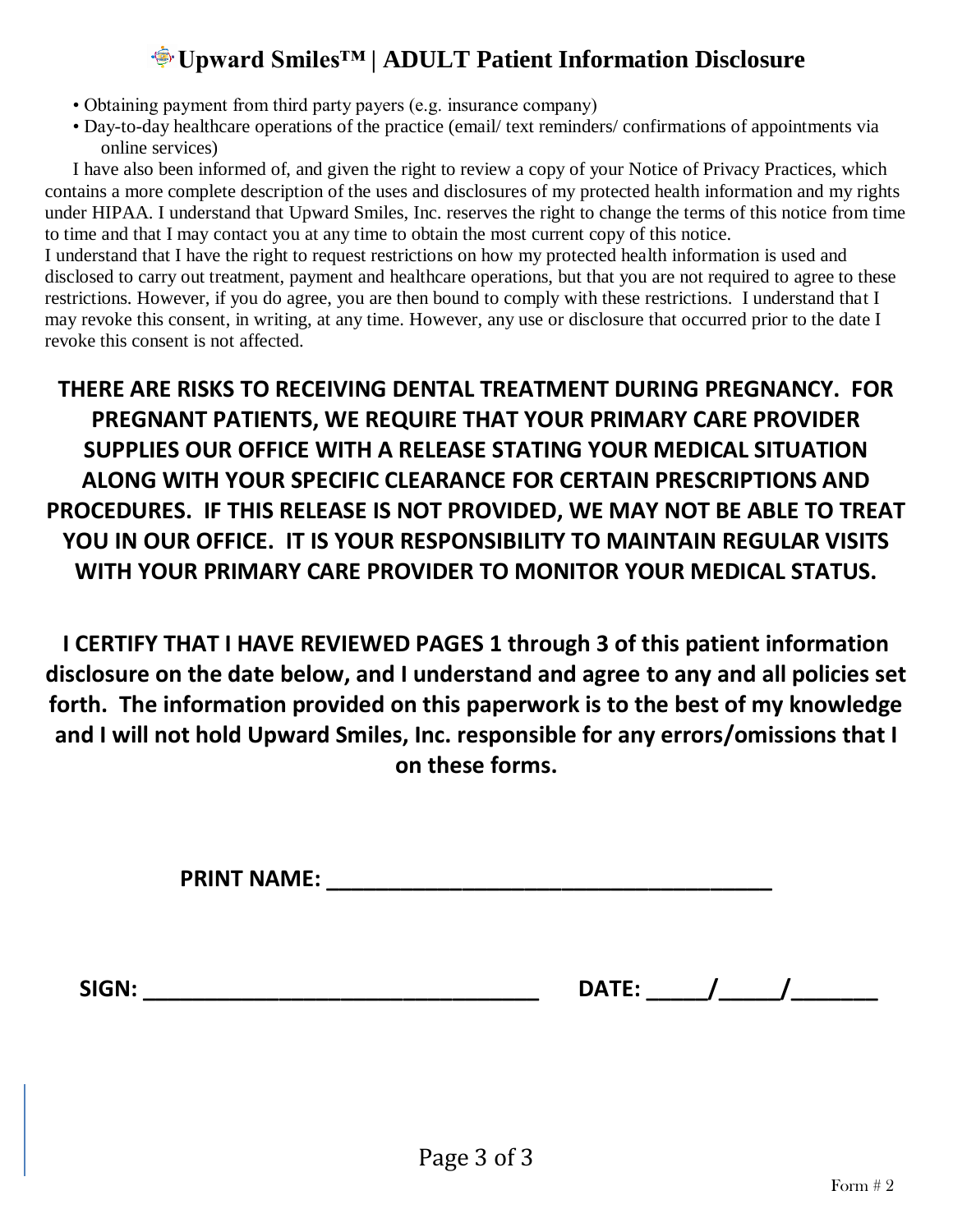# Upward Smiles™ | ADULT Patient Information Disclosure

- Obtaining payment from third party payers (e.g. insurance company)
- Day-to-day healthcare operations of the practice (email/ text reminders/ confirmations of appointments via online services)

I have also been informed of, and given the right to review a copy of your Notice of Privacy Practices, which contains a more complete description of the uses and disclosures of my protected health information and my rights under HIPAA. I understand that Upward Smiles, Inc. reserves the right to change the terms of this notice from time to time and that I may contact you at any time to obtain the most current copy of this notice.

I understand that I have the right to request restrictions on how my protected health information is used and disclosed to carry out treatment, payment and healthcare operations, but that you are not required to agree to these restrictions. However, if you do agree, you are then bound to comply with these restrictions. I understand that I may revoke this consent, in writing, at any time. However, any use or disclosure that occurred prior to the date I revoke this consent is not affected.

**THERE ARE RISKS TO RECEIVING DENTAL TREATMENT DURING PREGNANCY. FOR PREGNANT PATIENTS, WE REQUIRE THAT YOUR PRIMARY CARE PROVIDER SUPPLIES OUR OFFICE WITH A RELEASE STATING YOUR MEDICAL SITUATION ALONG WITH YOUR SPECIFIC CLEARANCE FOR CERTAIN PRESCRIPTIONS AND PROCEDURES. IF THIS RELEASE IS NOT PROVIDED, WE MAY NOT BE ABLE TO TREAT YOU IN OUR OFFICE. IT IS YOUR RESPONSIBILITY TO MAINTAIN REGULAR VISITS WITH YOUR PRIMARY CARE PROVIDER TO MONITOR YOUR MEDICAL STATUS.**

**I CERTIFY THAT I HAVE REVIEWED PAGES 1 through 3 of this patient information disclosure on the date below, and I understand and agree to any and all policies set forth. The information provided on this paperwork is to the best of my knowledge and I will not hold Upward Smiles, Inc. responsible for any errors/omissions that I on these forms.**

**PRINT NAME:** ______________________________________

**SIGN:** _________________________________ **DATE:** _____/_____/_______

Form # 2